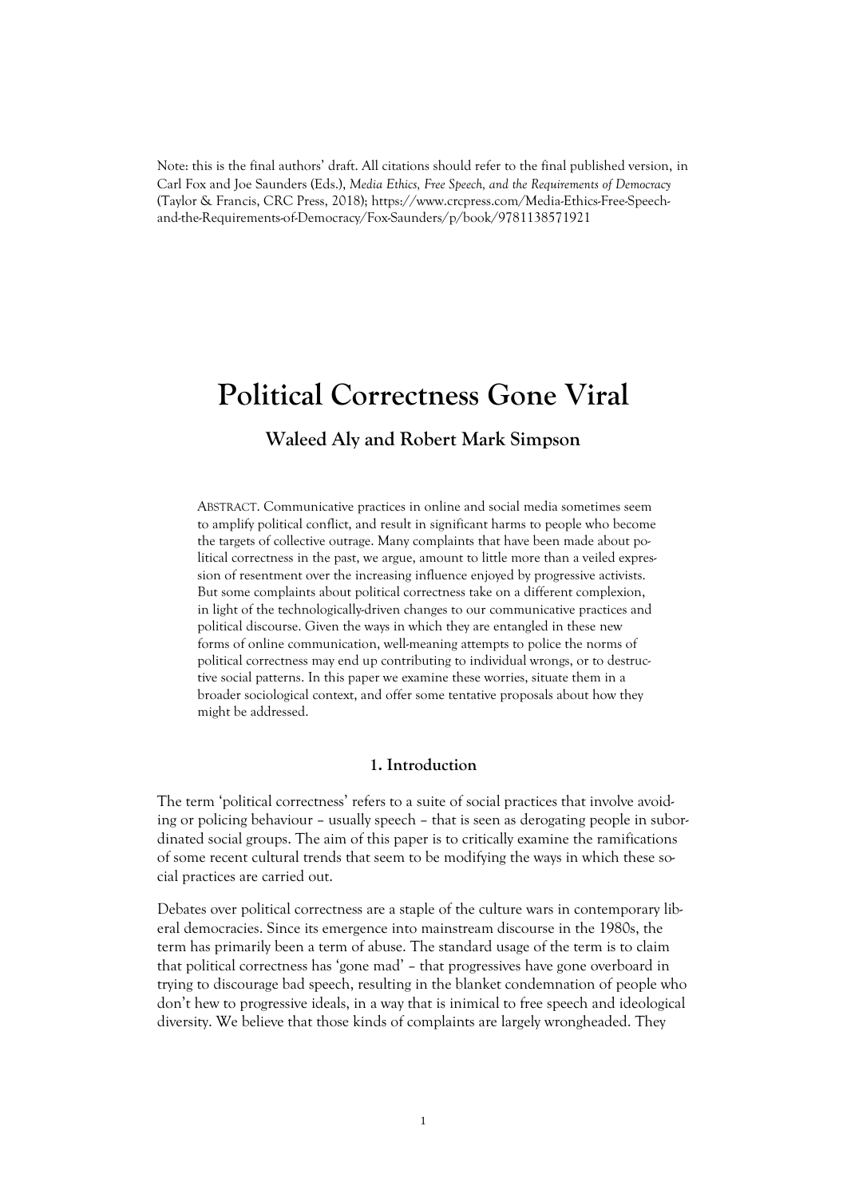Note: this is the final authors' draft. All citations should refer to the final published version, in Carl Fox and Joe Saunders (Eds.), *Media Ethics, Free Speech, and the Requirements of Democracy* (Taylor & Francis, CRC Press, 2018); https://www.crcpress.com/Media-Ethics-Free-Speech-and-the-Requirements-of-Democracy/Fox-Saunders/p/book/9781138571921

# Political Correctness Gone Viral

## Waleed Aly and Robert Mark Simpson

ABSTRACT. Communicative practices in online and social media sometimes seem to amplify political conflict, and result in significant harms to people who become the targets of collective outrage. Many complaints that have been made about political correctness in the past, we argue, amount to little more than a veiled expression of resentment over the increasing influence enjoyed by progressive activists. But some complaints about political correctness take on a different complexion, in light of the technologically-driven changes to our communicative practices and political discourse. Given the ways in which they are entangled in these new forms of online communication, well-meaning attempts to police the norms of political correctness may end up contributing to individual wrongs, or to destructive social patterns. In this paper we examine these worries, situate them in a broader sociological context, and offer some tentative proposals about how they might be addressed.

### 1. Introduction

The term 'political correctness' refers to a suite of social practices that involve avoiding or policing behaviour – usually speech – that is seen as derogating people in subordinated social groups. The aim of this paper is to critically examine the ramifications of some recent cultural trends that seem to be modifying the ways in which these social practices are carried out.

Debates over political correctness are a staple of the culture wars in contemporary liberal democracies. Since its emergence into mainstream discourse in the 1980s, the term has primarily been a term of abuse. The standard usage of the term is to claim that political correctness has 'gone mad' – that progressives have gone overboard in trying to discourage bad speech, resulting in the blanket condemnation of people who don't hew to progressive ideals, in a way that is inimical to free speech and ideological diversity. We believe that those kinds of complaints are largely wrongheaded. They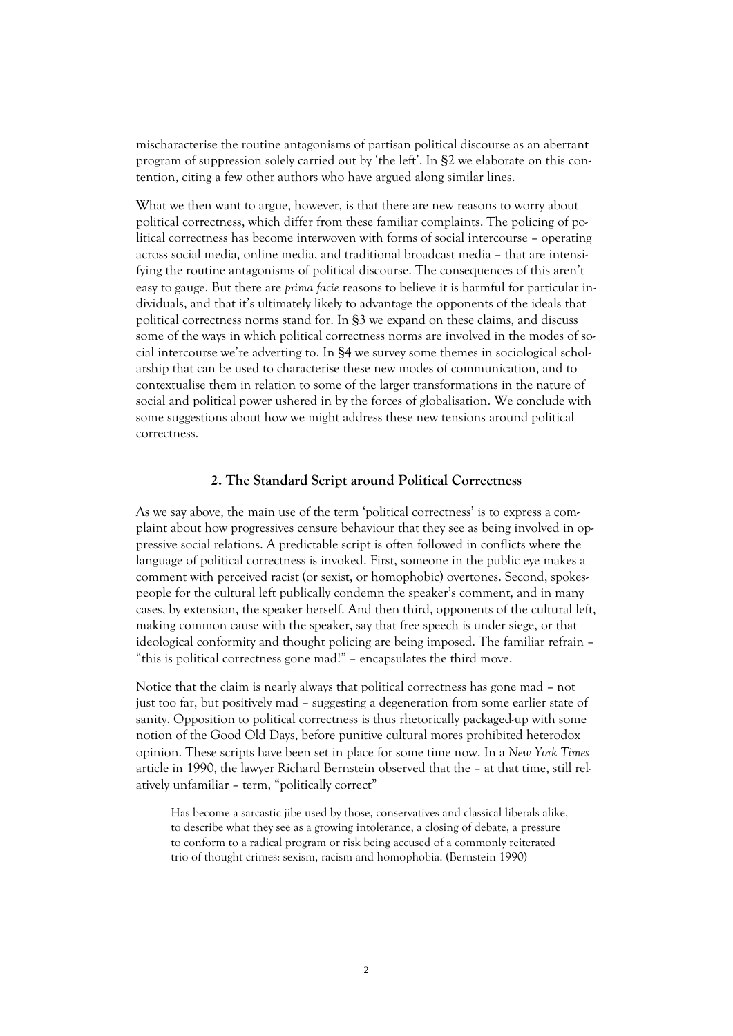mischaracterise the routine antagonisms of partisan political discourse as an aberrant program of suppression solely carried out by 'the left'. In §2 we elaborate on this contention, citing a few other authors who have argued along similar lines.

What we then want to argue, however, is that there are new reasons to worry about political correctness, which differ from these familiar complaints. The policing of political correctness has become interwoven with forms of social intercourse – operating across social media, online media, and traditional broadcast media – that are intensifying the routine antagonisms of political discourse. The consequences of this aren't easy to gauge. But there are *prima facie* reasons to believe it is harmful for particular individuals, and that it's ultimately likely to advantage the opponents of the ideals that political correctness norms stand for. In §3 we expand on these claims, and discuss some of the ways in which political correctness norms are involved in the modes of social intercourse we're adverting to. In §4 we survey some themes in sociological scholarship that can be used to characterise these new modes of communication, and to contextualise them in relation to some of the larger transformations in the nature of social and political power ushered in by the forces of globalisation. We conclude with some suggestions about how we might address these new tensions around political correctness.

## 2. The Standard Script around Political Correctness

As we say above, the main use of the term 'political correctness' is to express a complaint about how progressives censure behaviour that they see as being involved in oppressive social relations. A predictable script is often followed in conflicts where the language of political correctness is invoked. First, someone in the public eye makes a comment with perceived racist (or sexist, or homophobic) overtones. Second, spokespeople for the cultural left publically condemn the speaker's comment, and in many cases, by extension, the speaker herself. And then third, opponents of the cultural left, making common cause with the speaker, say that free speech is under siege, or that ideological conformity and thought policing are being imposed. The familiar refrain – "this is political correctness gone mad!" – encapsulates the third move.

Notice that the claim is nearly always that political correctness has gone mad – not just too far, but positively mad – suggesting a degeneration from some earlier state of sanity. Opposition to political correctness is thus rhetorically packaged-up with some notion of the Good Old Days, before punitive cultural mores prohibited heterodox opinion. These scripts have been set in place for some time now. In a *New York Times* article in 1990, the lawyer Richard Bernstein observed that the – at that time, still relatively unfamiliar – term, "politically correct"

> Has become a sarcastic jibe used by those, conservatives and classical liberals alike, to describe what they see as a growing intolerance, a closing of debate, a pressure to conform to a radical program or risk being accused of a commonly reiterated trio of thought crimes: sexism, racism and homophobia. (Bernstein 1990)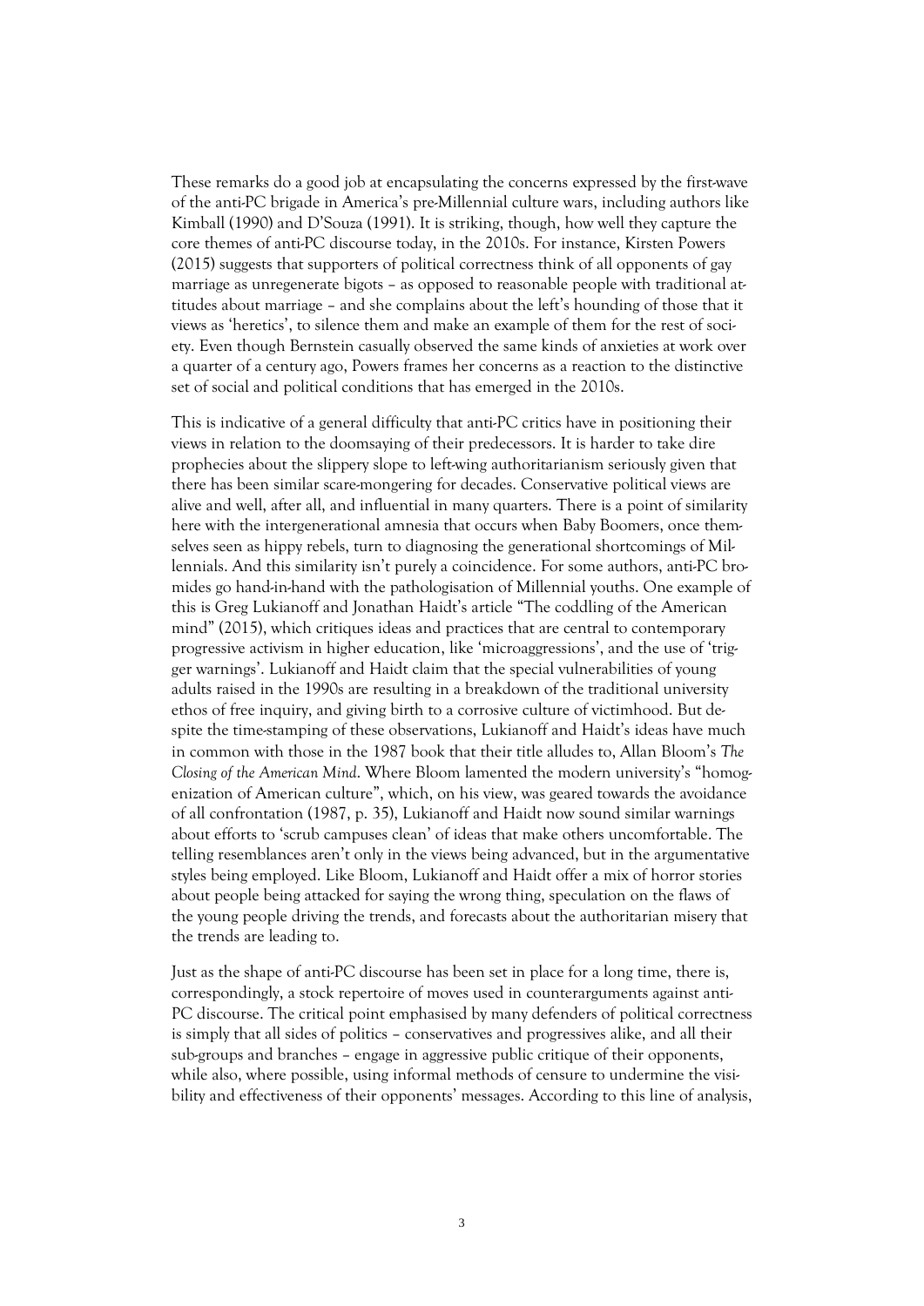These remarks do a good job at encapsulating the concerns expressed by the first-wave of the anti-PC brigade in America's pre-Millennial culture wars, including authors like Kimball (1990) and D'Souza (1991). It is striking, though, how well they capture the core themes of anti-PC discourse today, in the 2010s. For instance, Kirsten Powers (2015) suggests that supporters of political correctness think of all opponents of gay marriage as unregenerate bigots – as opposed to reasonable people with traditional attitudes about marriage – and she complains about the left's hounding of those that it views as 'heretics', to silence them and make an example of them for the rest of society. Even though Bernstein casually observed the same kinds of anxieties at work over a quarter of a century ago, Powers frames her concerns as a reaction to the distinctive set of social and political conditions that has emerged in the 2010s.

This is indicative of a general difficulty that anti-PC critics have in positioning their views in relation to the doomsaying of their predecessors. It is harder to take dire prophecies about the slippery slope to left-wing authoritarianism seriously given that there has been similar scare-mongering for decades. Conservative political views are alive and well, after all, and influential in many quarters. There is a point of similarity here with the intergenerational amnesia that occurs when Baby Boomers, once themselves seen as hippy rebels, turn to diagnosing the generational shortcomings of Millennials. And this similarity isn't purely a coincidence. For some authors, anti-PC bromides go hand-in-hand with the pathologisation of Millennial youths. One example of this is Greg Lukianoff and Jonathan Haidt's article "The coddling of the American mind" (2015), which critiques ideas and practices that are central to contemporary progressive activism in higher education, like 'microaggressions', and the use of 'trigger warnings'. Lukianoff and Haidt claim that the special vulnerabilities of young adults raised in the 1990s are resulting in a breakdown of the traditional university ethos of free inquiry, and giving birth to a corrosive culture of victimhood. But despite the time-stamping of these observations, Lukianoff and Haidt's ideas have much in common with those in the 1987 book that their title alludes to, Allan Bloom's *The Closing of the American Mind*. Where Bloom lamented the modern university's "homogenization of American culture", which, on his view, was geared towards the avoidance of all confrontation (1987, p. 35), Lukianoff and Haidt now sound similar warnings about efforts to 'scrub campuses clean' of ideas that make others uncomfortable. The telling resemblances aren't only in the views being advanced, but in the argumentative styles being employed. Like Bloom, Lukianoff and Haidt offer a mix of horror stories about people being attacked for saying the wrong thing, speculation on the flaws of the young people driving the trends, and forecasts about the authoritarian misery that the trends are leading to.

Just as the shape of anti-PC discourse has been set in place for a long time, there is, correspondingly, a stock repertoire of moves used in counterarguments against anti-PC discourse. The critical point emphasised by many defenders of political correctness is simply that all sides of politics – conservatives and progressives alike, and all their sub-groups and branches – engage in aggressive public critique of their opponents, while also, where possible, using informal methods of censure to undermine the visibility and effectiveness of their opponents' messages. According to this line of analysis,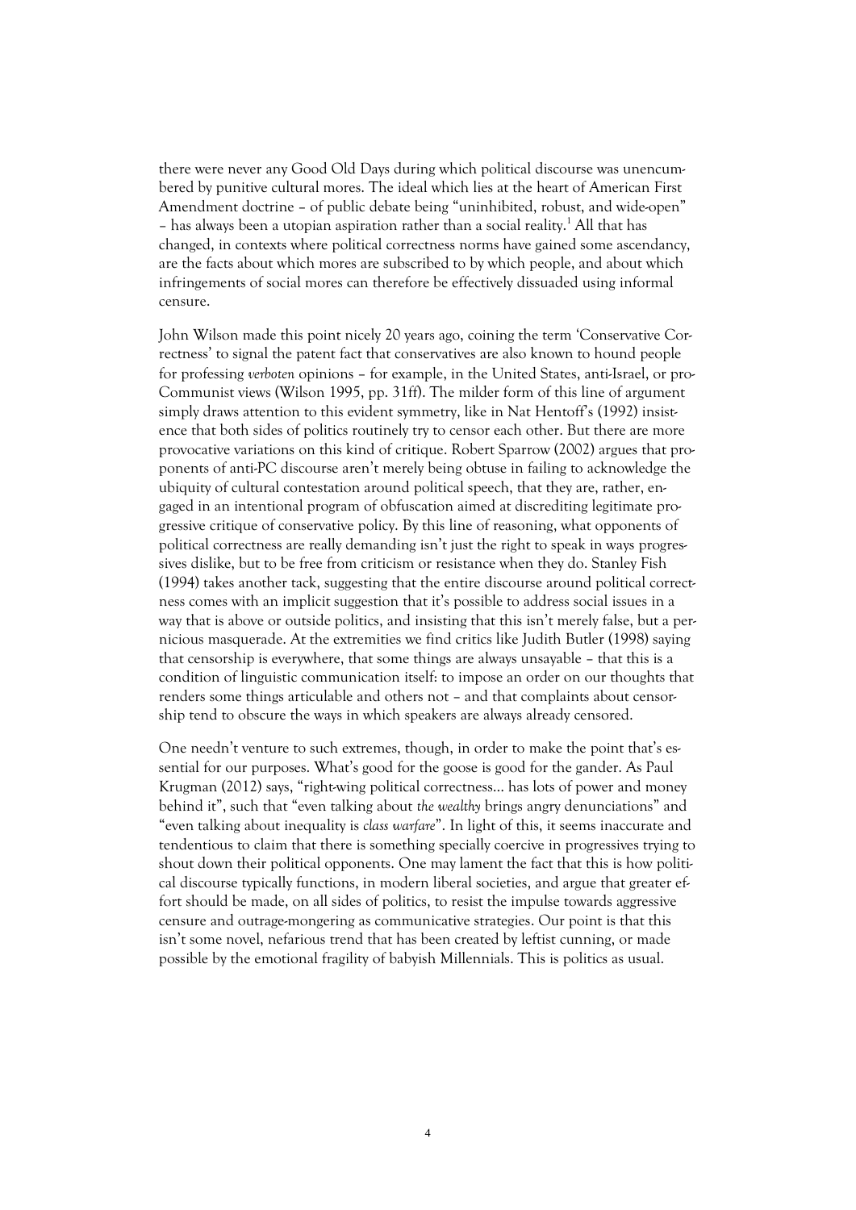there were never any Good Old Days during which political discourse was unencumbered by punitive cultural mores. The ideal which lies at the heart of American First Amendment doctrine – of public debate being "uninhibited, robust, and wide-open" – has always been a utopian aspiration rather than a social reality.[1] All that has changed, in contexts where political correctness norms have gained some ascendancy, are the facts about which mores are subscribed to by which people, and about which infringements of social mores can therefore be effectively dissuaded using informal censure.

John Wilson made this point nicely 20 years ago, coining the term 'Conservative Correctness' to signal the patent fact that conservatives are also known to hound people for professing *verboten* opinions – for example, in the United States, anti-Israel, or pro-Communist views (Wilson 1995, pp. 31ff). The milder form of this line of argument simply draws attention to this evident symmetry, like in Nat Hentoff's (1992) insistence that both sides of politics routinely try to censor each other. But there are more provocative variations on this kind of critique. Robert Sparrow (2002) argues that proponents of anti-PC discourse aren't merely being obtuse in failing to acknowledge the ubiquity of cultural contestation around political speech, that they are, rather, engaged in an intentional program of obfuscation aimed at discrediting legitimate progressive critique of conservative policy. By this line of reasoning, what opponents of political correctness are really demanding isn't just the right to speak in ways progressives dislike, but to be free from criticism or resistance when they do. Stanley Fish (1994) takes another tack, suggesting that the entire discourse around political correctness comes with an implicit suggestion that it's possible to address social issues in a way that is above or outside politics, and insisting that this isn't merely false, but a pernicious masquerade. At the extremities we find critics like Judith Butler (1998) saying that censorship is everywhere, that some things are always unsayable – that this is a condition of linguistic communication itself: to impose an order on our thoughts that renders some things articulable and others not – and that complaints about censorship tend to obscure the ways in which speakers are always already censored.

One needn't venture to such extremes, though, in order to make the point that's essential for our purposes. What's good for the goose is good for the gander. As Paul Krugman (2012) says, "right-wing political correctness... has lots of power and money behind it", such that "even talking about *the wealthy* brings angry denunciations" and "even talking about inequality is *class warfare*". In light of this, it seems inaccurate and tendentious to claim that there is something specially coercive in progressives trying to shout down their political opponents. One may lament the fact that this is how political discourse typically functions, in modern liberal societies, and argue that greater effort should be made, on all sides of politics, to resist the impulse towards aggressive censure and outrage-mongering as communicative strategies. Our point is that this isn't some novel, nefarious trend that has been created by leftist cunning, or made possible by the emotional fragility of babyish Millennials. This is politics as usual.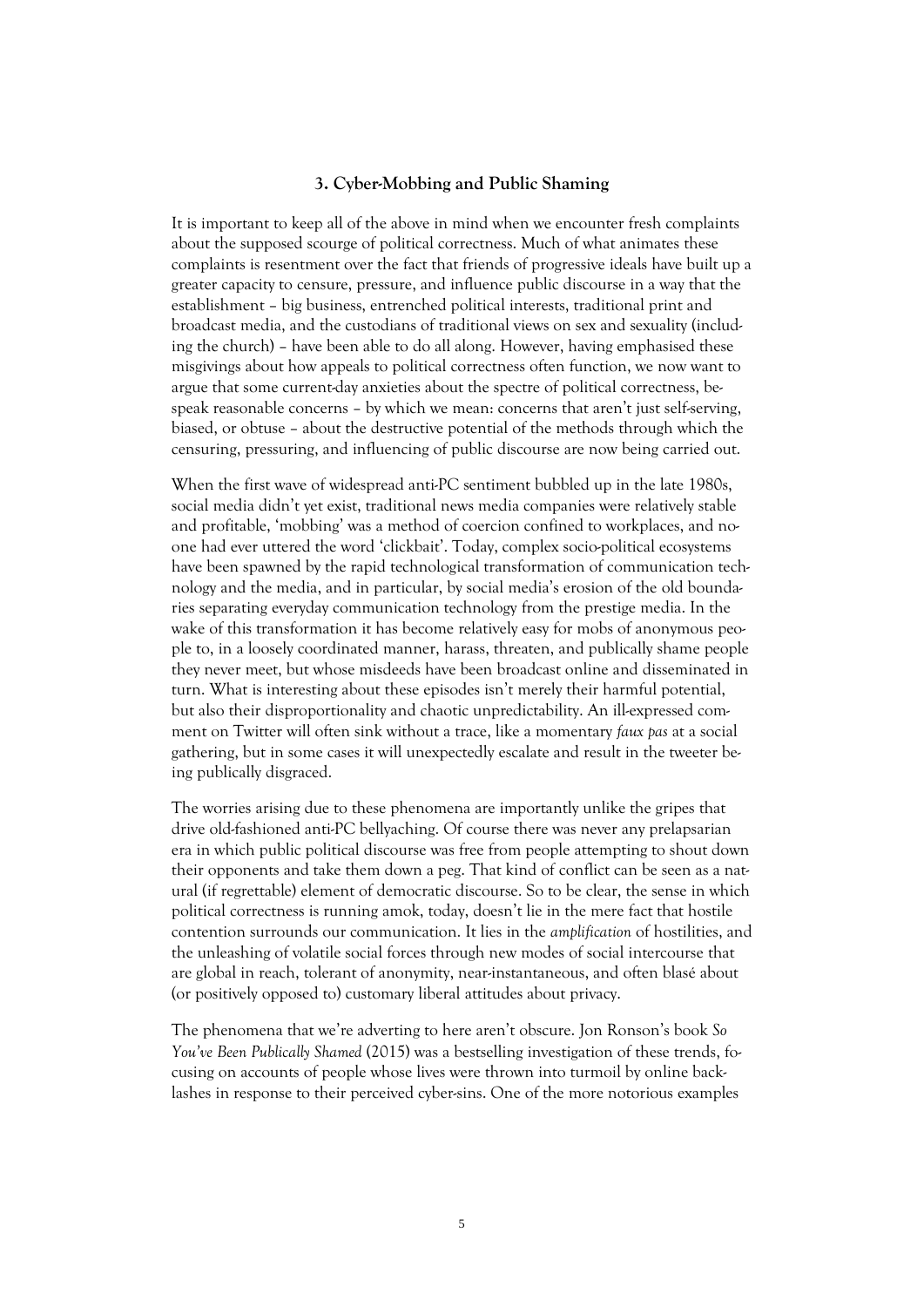### 3. Cyber-Mobbing and Public Shaming

It is important to keep all of the above in mind when we encounter fresh complaints about the supposed scourge of political correctness. Much of what animates these complaints is resentment over the fact that friends of progressive ideals have built up a greater capacity to censure, pressure, and influence public discourse in a way that the establishment – big business, entrenched political interests, traditional print and broadcast media, and the custodians of traditional views on sex and sexuality (including the church) – have been able to do all along. However, having emphasised these misgivings about how appeals to political correctness often function, we now want to argue that some current-day anxieties about the spectre of political correctness, bespeak reasonable concerns – by which we mean: concerns that aren't just self-serving, biased, or obtuse – about the destructive potential of the methods through which the censuring, pressuring, and influencing of public discourse are now being carried out.

When the first wave of widespread anti-PC sentiment bubbled up in the late 1980s, social media didn't yet exist, traditional news media companies were relatively stable and profitable, 'mobbing' was a method of coercion confined to workplaces, and no-one had ever uttered the word 'clickbait'. Today, complex socio-political ecosystems have been spawned by the rapid technological transformation of communication technology and the media, and in particular, by social media's erosion of the old boundaries separating everyday communication technology from the prestige media. In the wake of this transformation it has become relatively easy for mobs of anonymous people to, in a loosely coordinated manner, harass, threaten, and publically shame people they never meet, but whose misdeeds have been broadcast online and disseminated in turn. What is interesting about these episodes isn't merely their harmful potential, but also their disproportionality and chaotic unpredictability. An ill-expressed comment on Twitter will often sink without a trace, like a momentary *faux pas* at a social gathering, but in some cases it will unexpectedly escalate and result in the tweeter being publically disgraced.

The worries arising due to these phenomena are importantly unlike the gripes that drive old-fashioned anti-PC bellyaching. Of course there was never any prelapsarian era in which public political discourse was free from people attempting to shout down their opponents and take them down a peg. That kind of conflict can be seen as a natural (if regrettable) element of democratic discourse. So to be clear, the sense in which political correctness is running amok, today, doesn't lie in the mere fact that hostile contention surrounds our communication. It lies in the *amplification* of hostilities, and the unleashing of volatile social forces through new modes of social intercourse that are global in reach, tolerant of anonymity, near-instantaneous, and often blasé about (or positively opposed to) customary liberal attitudes about privacy.

The phenomena that we're adverting to here aren't obscure. Jon Ronson's book *So You've Been Publically Shamed* (2015) was a bestselling investigation of these trends, focusing on accounts of people whose lives were thrown into turmoil by online backlashes in response to their perceived cyber-sins. One of the more notorious examples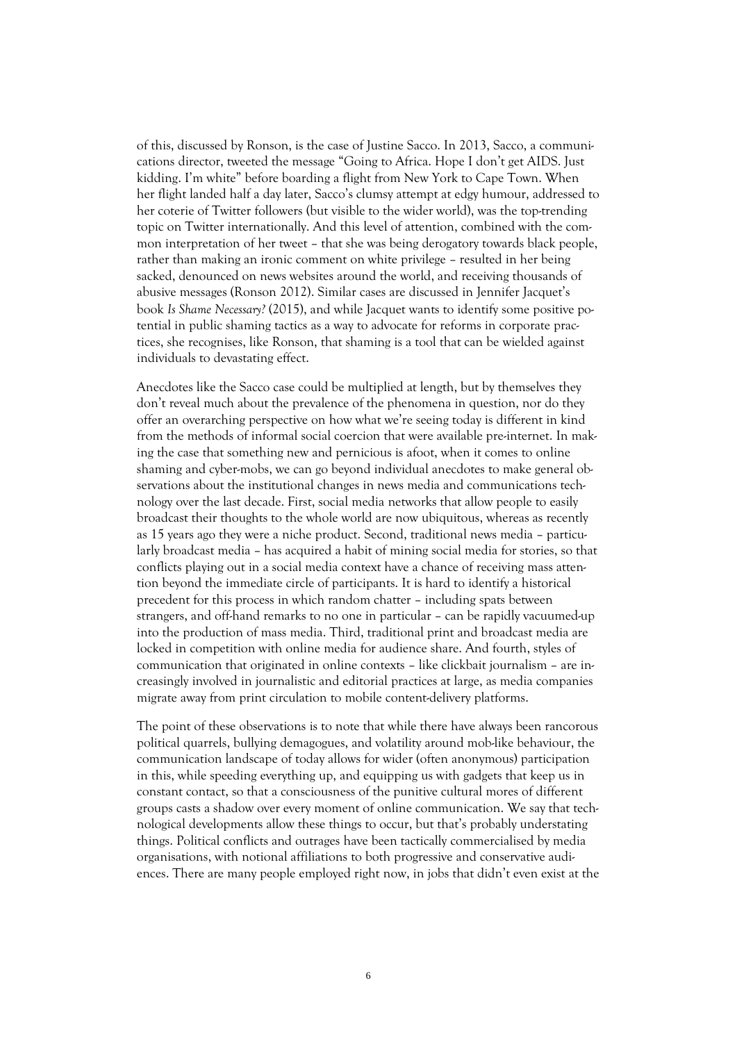of this, discussed by Ronson, is the case of Justine Sacco. In 2013, Sacco, a communications director, tweeted the message "Going to Africa. Hope I don't get AIDS. Just kidding. I'm white" before boarding a flight from New York to Cape Town. When her flight landed half a day later, Sacco's clumsy attempt at edgy humour, addressed to her coterie of Twitter followers (but visible to the wider world), was the top-trending topic on Twitter internationally. And this level of attention, combined with the common interpretation of her tweet – that she was being derogatory towards black people, rather than making an ironic comment on white privilege – resulted in her being sacked, denounced on news websites around the world, and receiving thousands of abusive messages (Ronson 2012). Similar cases are discussed in Jennifer Jacquet's book *Is Shame Necessary?* (2015), and while Jacquet wants to identify some positive potential in public shaming tactics as a way to advocate for reforms in corporate practices, she recognises, like Ronson, that shaming is a tool that can be wielded against individuals to devastating effect.

Anecdotes like the Sacco case could be multiplied at length, but by themselves they don't reveal much about the prevalence of the phenomena in question, nor do they offer an overarching perspective on how what we're seeing today is different in kind from the methods of informal social coercion that were available pre-internet. In making the case that something new and pernicious is afoot, when it comes to online shaming and cyber-mobs, we can go beyond individual anecdotes to make general observations about the institutional changes in news media and communications technology over the last decade. First, social media networks that allow people to easily broadcast their thoughts to the whole world are now ubiquitous, whereas as recently as 15 years ago they were a niche product. Second, traditional news media – particularly broadcast media – has acquired a habit of mining social media for stories, so that conflicts playing out in a social media context have a chance of receiving mass attention beyond the immediate circle of participants. It is hard to identify a historical precedent for this process in which random chatter – including spats between strangers, and off-hand remarks to no one in particular – can be rapidly vacuumed-up into the production of mass media. Third, traditional print and broadcast media are locked in competition with online media for audience share. And fourth, styles of communication that originated in online contexts – like clickbait journalism – are increasingly involved in journalistic and editorial practices at large, as media companies migrate away from print circulation to mobile content-delivery platforms.

The point of these observations is to note that while there have always been rancorous political quarrels, bullying demagogues, and volatility around mob-like behaviour, the communication landscape of today allows for wider (often anonymous) participation in this, while speeding everything up, and equipping us with gadgets that keep us in constant contact, so that a consciousness of the punitive cultural mores of different groups casts a shadow over every moment of online communication. We say that technological developments allow these things to occur, but that's probably understating things. Political conflicts and outrages have been tactically commercialised by media organisations, with notional affiliations to both progressive and conservative audiences. There are many people employed right now, in jobs that didn't even exist at the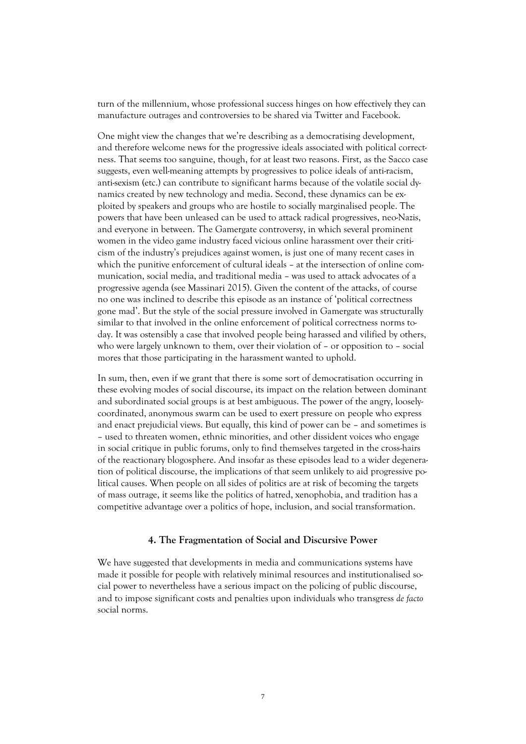turn of the millennium, whose professional success hinges on how effectively they can manufacture outrages and controversies to be shared via Twitter and Facebook.

One might view the changes that we're describing as a democratising development, and therefore welcome news for the progressive ideals associated with political correctness. That seems too sanguine, though, for at least two reasons. First, as the Sacco case suggests, even well-meaning attempts by progressives to police ideals of anti-racism, anti-sexism (etc.) can contribute to significant harms because of the volatile social dynamics created by new technology and media. Second, these dynamics can be exploited by speakers and groups who are hostile to socially marginalised people. The powers that have been unleased can be used to attack radical progressives, neo-Nazis, and everyone in between. The Gamergate controversy, in which several prominent women in the video game industry faced vicious online harassment over their criticism of the industry's prejudices against women, is just one of many recent cases in which the punitive enforcement of cultural ideals – at the intersection of online communication, social media, and traditional media – was used to attack advocates of a progressive agenda (see Massinari 2015). Given the content of the attacks, of course no one was inclined to describe this episode as an instance of 'political correctness gone mad'. But the style of the social pressure involved in Gamergate was structurally similar to that involved in the online enforcement of political correctness norms today. It was ostensibly a case that involved people being harassed and vilified by others, who were largely unknown to them, over their violation of – or opposition to – social mores that those participating in the harassment wanted to uphold.

In sum, then, even if we grant that there is some sort of democratisation occurring in these evolving modes of social discourse, its impact on the relation between dominant and subordinated social groups is at best ambiguous. The power of the angry, loosely-coordinated, anonymous swarm can be used to exert pressure on people who express and enact prejudicial views. But equally, this kind of power can be – and sometimes is – used to threaten women, ethnic minorities, and other dissident voices who engage in social critique in public forums, only to find themselves targeted in the cross-hairs of the reactionary blogosphere. And insofar as these episodes lead to a wider degeneration of political discourse, the implications of that seem unlikely to aid progressive political causes. When people on all sides of politics are at risk of becoming the targets of mass outrage, it seems like the politics of hatred, xenophobia, and tradition has a competitive advantage over a politics of hope, inclusion, and social transformation.

## 4. The Fragmentation of Social and Discursive Power

We have suggested that developments in media and communications systems have made it possible for people with relatively minimal resources and institutionalised social power to nevertheless have a serious impact on the policing of public discourse, and to impose significant costs and penalties upon individuals who transgress *de facto* social norms.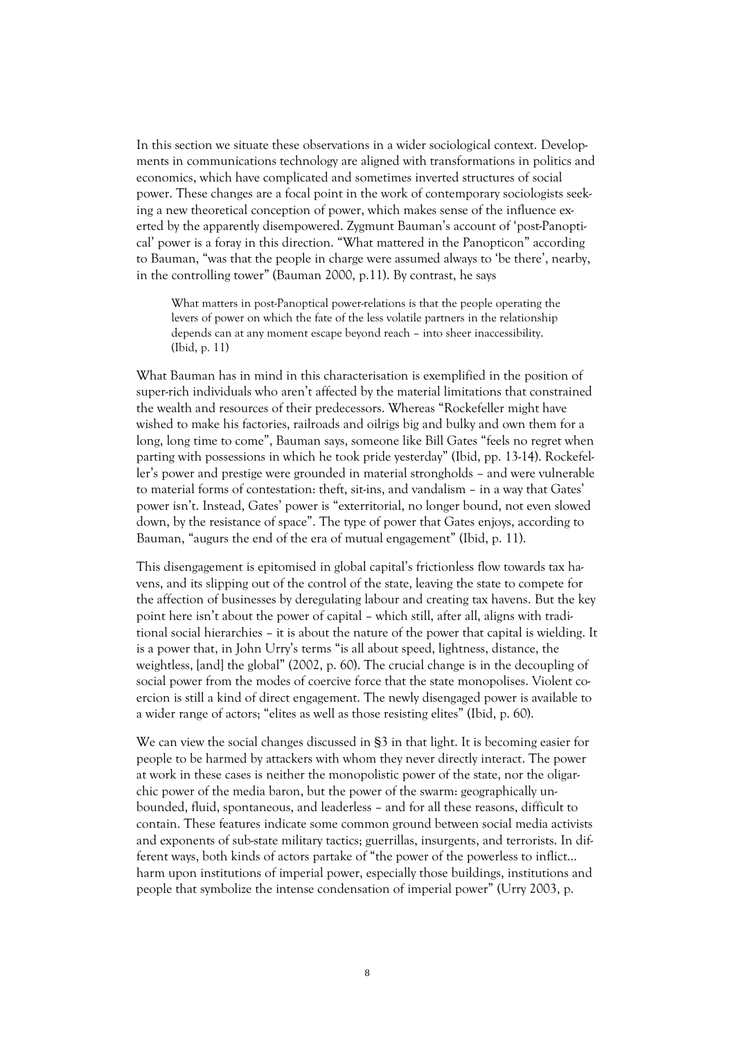In this section we situate these observations in a wider sociological context. Developments in communications technology are aligned with transformations in politics and economics, which have complicated and sometimes inverted structures of social power. These changes are a focal point in the work of contemporary sociologists seeking a new theoretical conception of power, which makes sense of the influence exerted by the apparently disempowered. Zygmunt Bauman's account of 'post-Panoptical' power is a foray in this direction. "What mattered in the Panopticon" according to Bauman, "was that the people in charge were assumed always to 'be there', nearby, in the controlling tower" (Bauman 2000, p.11). By contrast, he says

> What matters in post-Panoptical power-relations is that the people operating the levers of power on which the fate of the less volatile partners in the relationship depends can at any moment escape beyond reach – into sheer inaccessibility. (Ibid, p. 11)

What Bauman has in mind in this characterisation is exemplified in the position of super-rich individuals who aren't affected by the material limitations that constrained the wealth and resources of their predecessors. Whereas "Rockefeller might have wished to make his factories, railroads and oilrigs big and bulky and own them for a long, long time to come", Bauman says, someone like Bill Gates "feels no regret when parting with possessions in which he took pride yesterday" (Ibid, pp. 13-14). Rockefeller's power and prestige were grounded in material strongholds – and were vulnerable to material forms of contestation: theft, sit-ins, and vandalism – in a way that Gates' power isn't. Instead, Gates' power is "exterritorial, no longer bound, not even slowed down, by the resistance of space". The type of power that Gates enjoys, according to Bauman, "augurs the end of the era of mutual engagement" (Ibid, p. 11).

This disengagement is epitomised in global capital's frictionless flow towards tax havens, and its slipping out of the control of the state, leaving the state to compete for the affection of businesses by deregulating labour and creating tax havens. But the key point here isn't about the power of capital – which still, after all, aligns with traditional social hierarchies – it is about the nature of the power that capital is wielding. It is a power that, in John Urry's terms "is all about speed, lightness, distance, the weightless, [and] the global" (2002, p. 60). The crucial change is in the decoupling of social power from the modes of coercive force that the state monopolises. Violent coercion is still a kind of direct engagement. The newly disengaged power is available to a wider range of actors; "elites as well as those resisting elites" (Ibid, p. 60).

We can view the social changes discussed in §3 in that light. It is becoming easier for people to be harmed by attackers with whom they never directly interact. The power at work in these cases is neither the monopolistic power of the state, nor the oligarchic power of the media baron, but the power of the swarm: geographically unbounded, fluid, spontaneous, and leaderless – and for all these reasons, difficult to contain. These features indicate some common ground between social media activists and exponents of sub-state military tactics; guerrillas, insurgents, and terrorists. In different ways, both kinds of actors partake of "the power of the powerless to inflict... harm upon institutions of imperial power, especially those buildings, institutions and people that symbolize the intense condensation of imperial power" (Urry 2003, p.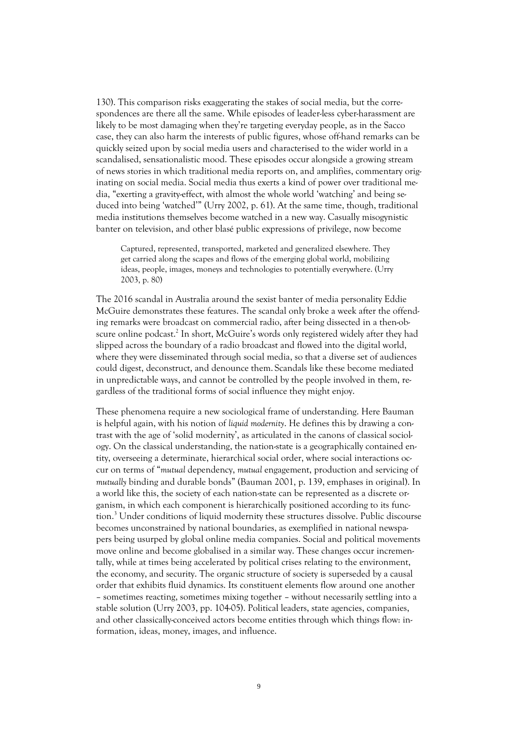130). This comparison risks exaggerating the stakes of social media, but the correspondences are there all the same. While episodes of leader-less cyber-harassment are likely to be most damaging when they're targeting everyday people, as in the Sacco case, they can also harm the interests of public figures, whose off-hand remarks can be quickly seized upon by social media users and characterised to the wider world in a scandalised, sensationalistic mood. These episodes occur alongside a growing stream of news stories in which traditional media reports on, and amplifies, commentary originating on social media. Social media thus exerts a kind of power over traditional media, "exerting a gravity-effect, with almost the whole world 'watching' and being seduced into being 'watched'" (Urry 2002, p. 61). At the same time, though, traditional media institutions themselves become watched in a new way. Casually misogynistic banter on television, and other blasé public expressions of privilege, now become

> Captured, represented, transported, marketed and generalized elsewhere. They get carried along the scapes and flows of the emerging global world, mobilizing ideas, people, images, moneys and technologies to potentially everywhere. (Urry 2003, p. 80)

The 2016 scandal in Australia around the sexist banter of media personality Eddie McGuire demonstrates these features. The scandal only broke a week after the offending remarks were broadcast on commercial radio, after being dissected in a then-obscure online podcast.[2] In short, McGuire's words only registered widely after they had slipped across the boundary of a radio broadcast and flowed into the digital world, where they were disseminated through social media, so that a diverse set of audiences could digest, deconstruct, and denounce them. Scandals like these become mediated in unpredictable ways, and cannot be controlled by the people involved in them, regardless of the traditional forms of social influence they might enjoy.

These phenomena require a new sociological frame of understanding. Here Bauman is helpful again, with his notion of *liquid modernity*. He defines this by drawing a contrast with the age of 'solid modernity', as articulated in the canons of classical sociology. On the classical understanding, the nation-state is a geographically contained entity, overseeing a determinate, hierarchical social order, where social interactions occur on terms of "*mutual* dependency, *mutual* engagement, production and servicing of *mutually* binding and durable bonds" (Bauman 2001, p. 139, emphases in original). In a world like this, the society of each nation-state can be represented as a discrete organism, in which each component is hierarchically positioned according to its function.[3] Under conditions of liquid modernity these structures dissolve. Public discourse becomes unconstrained by national boundaries, as exemplified in national newspapers being usurped by global online media companies. Social and political movements move online and become globalised in a similar way. These changes occur incrementally, while at times being accelerated by political crises relating to the environment, the economy, and security. The organic structure of society is superseded by a causal order that exhibits fluid dynamics. Its constituent elements flow around one another – sometimes reacting, sometimes mixing together – without necessarily settling into a stable solution (Urry 2003, pp. 104-05). Political leaders, state agencies, companies, and other classically-conceived actors become entities through which things flow: information, ideas, money, images, and influence.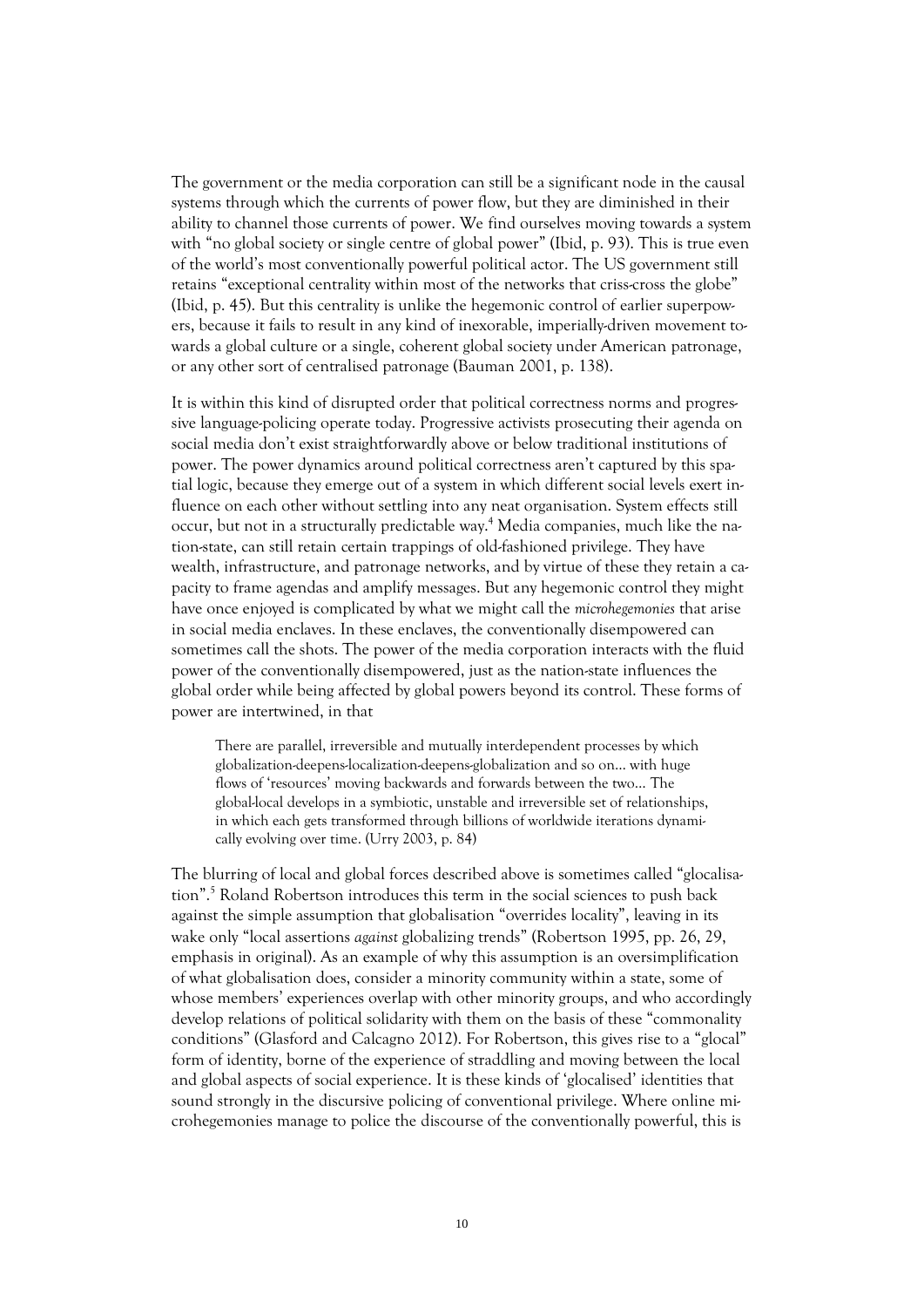The government or the media corporation can still be a significant node in the causal systems through which the currents of power flow, but they are diminished in their ability to channel those currents of power. We find ourselves moving towards a system with "no global society or single centre of global power" (Ibid, p. 93). This is true even of the world's most conventionally powerful political actor. The US government still retains "exceptional centrality within most of the networks that criss-cross the globe" (Ibid, p. 45). But this centrality is unlike the hegemonic control of earlier superpowers, because it fails to result in any kind of inexorable, imperially-driven movement towards a global culture or a single, coherent global society under American patronage, or any other sort of centralised patronage (Bauman 2001, p. 138).

It is within this kind of disrupted order that political correctness norms and progressive language-policing operate today. Progressive activists prosecuting their agenda on social media don't exist straightforwardly above or below traditional institutions of power. The power dynamics around political correctness aren't captured by this spatial logic, because they emerge out of a system in which different social levels exert influence on each other without settling into any neat organisation. System effects still occur, but not in a structurally predictable way.[4] Media companies, much like the nation-state, can still retain certain trappings of old-fashioned privilege. They have wealth, infrastructure, and patronage networks, and by virtue of these they retain a capacity to frame agendas and amplify messages. But any hegemonic control they might have once enjoyed is complicated by what we might call the *microhegemonies* that arise in social media enclaves. In these enclaves, the conventionally disempowered can sometimes call the shots. The power of the media corporation interacts with the fluid power of the conventionally disempowered, just as the nation-state influences the global order while being affected by global powers beyond its control. These forms of power are intertwined, in that

> There are parallel, irreversible and mutually interdependent processes by which globalization-deepens-localization-deepens-globalization and so on... with huge flows of 'resources' moving backwards and forwards between the two... The global-local develops in a symbiotic, unstable and irreversible set of relationships, in which each gets transformed through billions of worldwide iterations dynamically evolving over time. (Urry 2003, p. 84)

The blurring of local and global forces described above is sometimes called "glocalisation".[5] Roland Robertson introduces this term in the social sciences to push back against the simple assumption that globalisation "overrides locality", leaving in its wake only "local assertions *against* globalizing trends" (Robertson 1995, pp. 26, 29, emphasis in original). As an example of why this assumption is an oversimplification of what globalisation does, consider a minority community within a state, some of whose members' experiences overlap with other minority groups, and who accordingly develop relations of political solidarity with them on the basis of these "commonality conditions" (Glasford and Calcagno 2012). For Robertson, this gives rise to a "glocal" form of identity, borne of the experience of straddling and moving between the local and global aspects of social experience. It is these kinds of 'glocalised' identities that sound strongly in the discursive policing of conventional privilege. Where online microhegemonies manage to police the discourse of the conventionally powerful, this is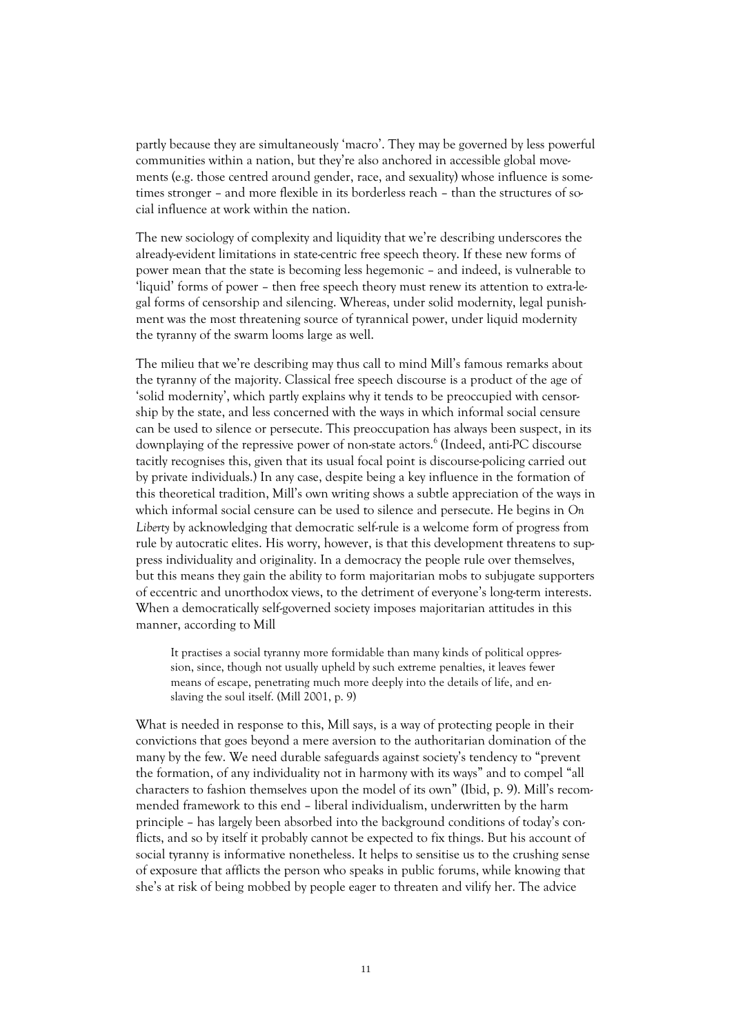partly because they are simultaneously 'macro'. They may be governed by less powerful communities within a nation, but they're also anchored in accessible global movements (e.g. those centred around gender, race, and sexuality) whose influence is sometimes stronger – and more flexible in its borderless reach – than the structures of social influence at work within the nation.

The new sociology of complexity and liquidity that we're describing underscores the already-evident limitations in state-centric free speech theory. If these new forms of power mean that the state is becoming less hegemonic – and indeed, is vulnerable to 'liquid' forms of power – then free speech theory must renew its attention to extra-legal forms of censorship and silencing. Whereas, under solid modernity, legal punishment was the most threatening source of tyrannical power, under liquid modernity the tyranny of the swarm looms large as well.

The milieu that we're describing may thus call to mind Mill's famous remarks about the tyranny of the majority. Classical free speech discourse is a product of the age of 'solid modernity', which partly explains why it tends to be preoccupied with censorship by the state, and less concerned with the ways in which informal social censure can be used to silence or persecute. This preoccupation has always been suspect, in its downplaying of the repressive power of non-state actors.[6] (Indeed, anti-PC discourse tacitly recognises this, given that its usual focal point is discourse-policing carried out by private individuals.) In any case, despite being a key influence in the formation of this theoretical tradition, Mill's own writing shows a subtle appreciation of the ways in which informal social censure can be used to silence and persecute. He begins in *On Liberty* by acknowledging that democratic self-rule is a welcome form of progress from rule by autocratic elites. His worry, however, is that this development threatens to suppress individuality and originality. In a democracy the people rule over themselves, but this means they gain the ability to form majoritarian mobs to subjugate supporters of eccentric and unorthodox views, to the detriment of everyone's long-term interests. When a democratically self-governed society imposes majoritarian attitudes in this manner, according to Mill

> It practises a social tyranny more formidable than many kinds of political oppression, since, though not usually upheld by such extreme penalties, it leaves fewer means of escape, penetrating much more deeply into the details of life, and enslaving the soul itself. (Mill 2001, p. 9)

What is needed in response to this, Mill says, is a way of protecting people in their convictions that goes beyond a mere aversion to the authoritarian domination of the many by the few. We need durable safeguards against society's tendency to "prevent the formation, of any individuality not in harmony with its ways" and to compel "all characters to fashion themselves upon the model of its own" (Ibid, p. 9). Mill's recommended framework to this end – liberal individualism, underwritten by the harm principle – has largely been absorbed into the background conditions of today's conflicts, and so by itself it probably cannot be expected to fix things. But his account of social tyranny is informative nonetheless. It helps to sensitise us to the crushing sense of exposure that afflicts the person who speaks in public forums, while knowing that she's at risk of being mobbed by people eager to threaten and vilify her. The advice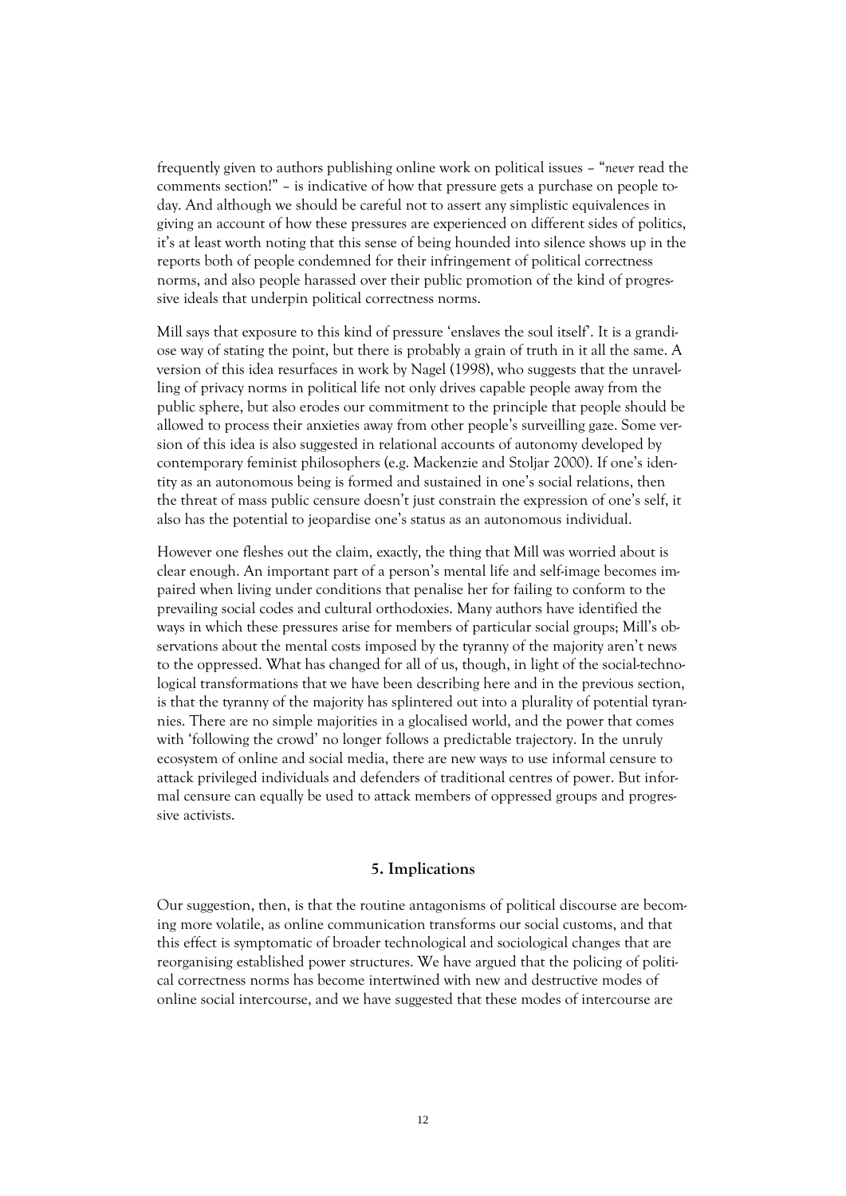frequently given to authors publishing online work on political issues – "*never* read the comments section!" – is indicative of how that pressure gets a purchase on people today. And although we should be careful not to assert any simplistic equivalences in giving an account of how these pressures are experienced on different sides of politics, it's at least worth noting that this sense of being hounded into silence shows up in the reports both of people condemned for their infringement of political correctness norms, and also people harassed over their public promotion of the kind of progressive ideals that underpin political correctness norms.

Mill says that exposure to this kind of pressure 'enslaves the soul itself'. It is a grandiose way of stating the point, but there is probably a grain of truth in it all the same. A version of this idea resurfaces in work by Nagel (1998), who suggests that the unravelling of privacy norms in political life not only drives capable people away from the public sphere, but also erodes our commitment to the principle that people should be allowed to process their anxieties away from other people's surveilling gaze. Some version of this idea is also suggested in relational accounts of autonomy developed by contemporary feminist philosophers (e.g. Mackenzie and Stoljar 2000). If one's identity as an autonomous being is formed and sustained in one's social relations, then the threat of mass public censure doesn't just constrain the expression of one's self, it also has the potential to jeopardise one's status as an autonomous individual.

However one fleshes out the claim, exactly, the thing that Mill was worried about is clear enough. An important part of a person's mental life and self-image becomes impaired when living under conditions that penalise her for failing to conform to the prevailing social codes and cultural orthodoxies. Many authors have identified the ways in which these pressures arise for members of particular social groups; Mill's observations about the mental costs imposed by the tyranny of the majority aren't news to the oppressed. What has changed for all of us, though, in light of the social-technological transformations that we have been describing here and in the previous section, is that the tyranny of the majority has splintered out into a plurality of potential tyrannies. There are no simple majorities in a glocalised world, and the power that comes with 'following the crowd' no longer follows a predictable trajectory. In the unruly ecosystem of online and social media, there are new ways to use informal censure to attack privileged individuals and defenders of traditional centres of power. But informal censure can equally be used to attack members of oppressed groups and progressive activists.

## 5. Implications

Our suggestion, then, is that the routine antagonisms of political discourse are becoming more volatile, as online communication transforms our social customs, and that this effect is symptomatic of broader technological and sociological changes that are reorganising established power structures. We have argued that the policing of political correctness norms has become intertwined with new and destructive modes of online social intercourse, and we have suggested that these modes of intercourse are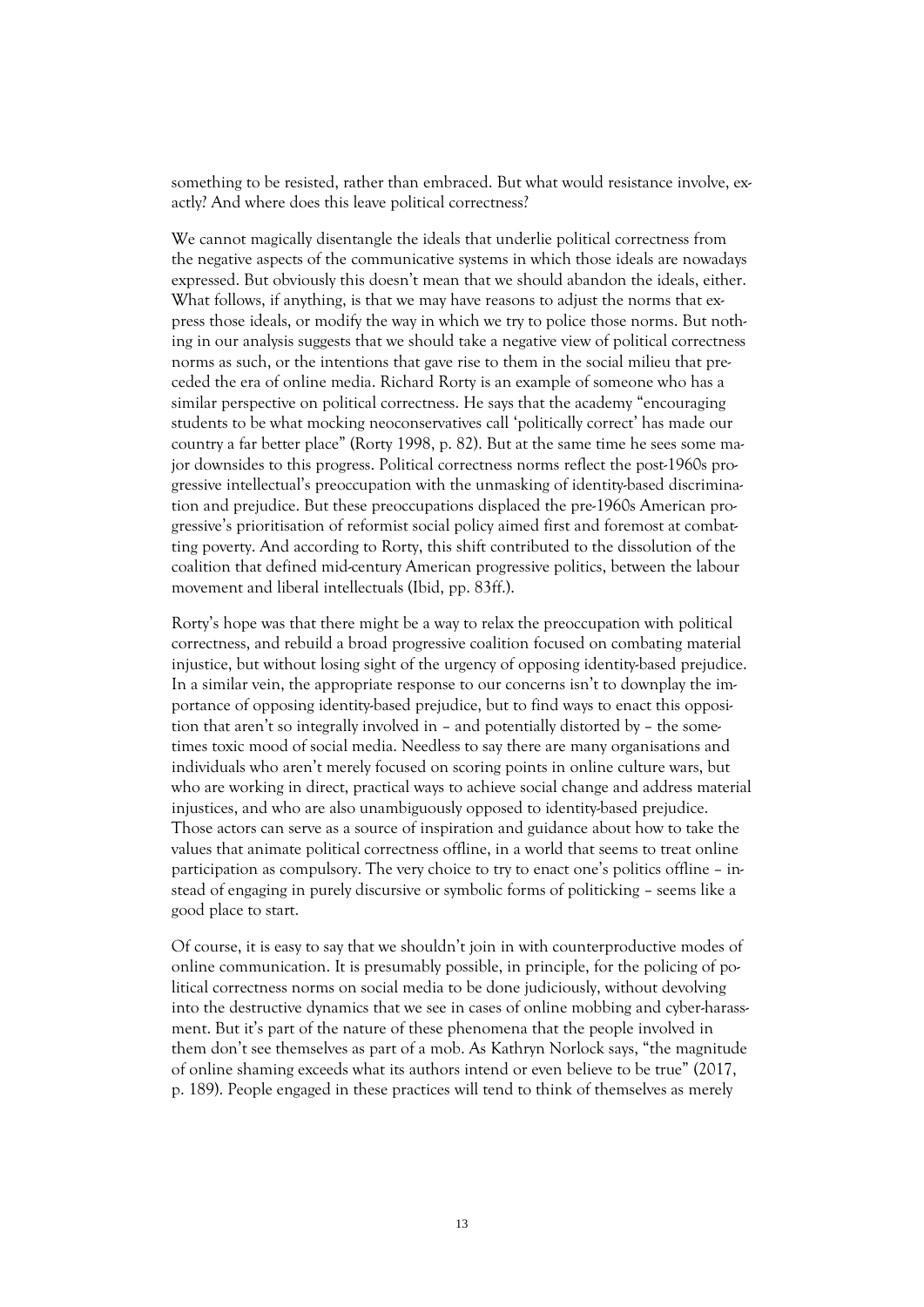something to be resisted, rather than embraced. But what would resistance involve, exactly? And where does this leave political correctness?

We cannot magically disentangle the ideals that underlie political correctness from the negative aspects of the communicative systems in which those ideals are nowadays expressed. But obviously this doesn't mean that we should abandon the ideals, either. What follows, if anything, is that we may have reasons to adjust the norms that express those ideals, or modify the way in which we try to police those norms. But nothing in our analysis suggests that we should take a negative view of political correctness norms as such, or the intentions that gave rise to them in the social milieu that preceded the era of online media. Richard Rorty is an example of someone who has a similar perspective on political correctness. He says that the academy "encouraging students to be what mocking neoconservatives call 'politically correct' has made our country a far better place" (Rorty 1998, p. 82). But at the same time he sees some major downsides to this progress. Political correctness norms reflect the post-1960s progressive intellectual's preoccupation with the unmasking of identity-based discrimination and prejudice. But these preoccupations displaced the pre-1960s American progressive's prioritisation of reformist social policy aimed first and foremost at combatting poverty. And according to Rorty, this shift contributed to the dissolution of the coalition that defined mid-century American progressive politics, between the labour movement and liberal intellectuals (Ibid, pp. 83ff.).

Rorty's hope was that there might be a way to relax the preoccupation with political correctness, and rebuild a broad progressive coalition focused on combating material injustice, but without losing sight of the urgency of opposing identity-based prejudice. In a similar vein, the appropriate response to our concerns isn't to downplay the importance of opposing identity-based prejudice, but to find ways to enact this opposition that aren't so integrally involved in – and potentially distorted by – the sometimes toxic mood of social media. Needless to say there are many organisations and individuals who aren't merely focused on scoring points in online culture wars, but who are working in direct, practical ways to achieve social change and address material injustices, and who are also unambiguously opposed to identity-based prejudice. Those actors can serve as a source of inspiration and guidance about how to take the values that animate political correctness offline, in a world that seems to treat online participation as compulsory. The very choice to try to enact one's politics offline – instead of engaging in purely discursive or symbolic forms of politicking – seems like a good place to start.

Of course, it is easy to say that we shouldn't join in with counterproductive modes of online communication. It is presumably possible, in principle, for the policing of political correctness norms on social media to be done judiciously, without devolving into the destructive dynamics that we see in cases of online mobbing and cyber-harassment. But it's part of the nature of these phenomena that the people involved in them don't see themselves as part of a mob. As Kathryn Norlock says, "the magnitude of online shaming exceeds what its authors intend or even believe to be true" (2017, p. 189). People engaged in these practices will tend to think of themselves as merely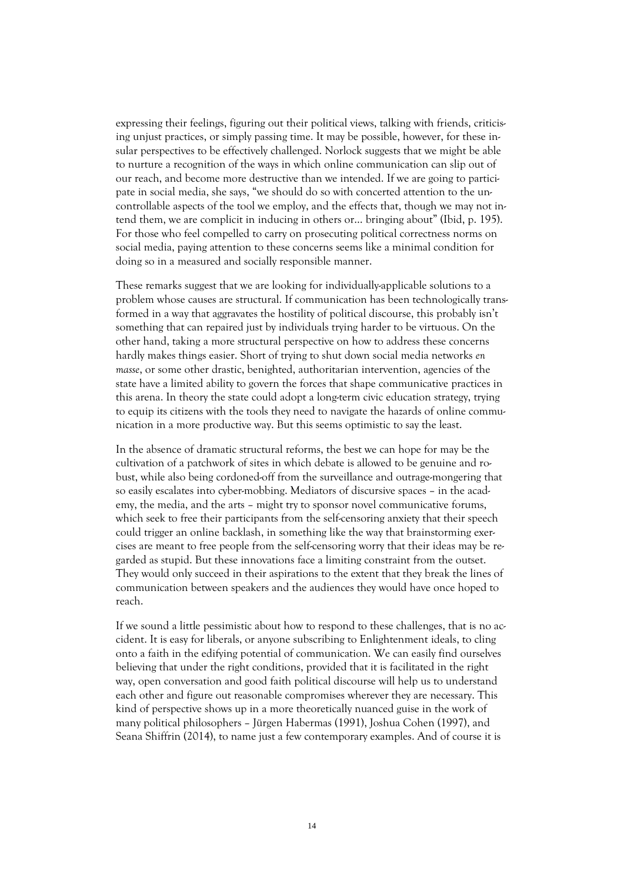expressing their feelings, figuring out their political views, talking with friends, criticising unjust practices, or simply passing time. It may be possible, however, for these insular perspectives to be effectively challenged. Norlock suggests that we might be able to nurture a recognition of the ways in which online communication can slip out of our reach, and become more destructive than we intended. If we are going to participate in social media, she says, "we should do so with concerted attention to the uncontrollable aspects of the tool we employ, and the effects that, though we may not intend them, we are complicit in inducing in others or… bringing about" (Ibid, p. 195). For those who feel compelled to carry on prosecuting political correctness norms on social media, paying attention to these concerns seems like a minimal condition for doing so in a measured and socially responsible manner.

These remarks suggest that we are looking for individually-applicable solutions to a problem whose causes are structural. If communication has been technologically transformed in a way that aggravates the hostility of political discourse, this probably isn't something that can repaired just by individuals trying harder to be virtuous. On the other hand, taking a more structural perspective on how to address these concerns hardly makes things easier. Short of trying to shut down social media networks *en masse*, or some other drastic, benighted, authoritarian intervention, agencies of the state have a limited ability to govern the forces that shape communicative practices in this arena. In theory the state could adopt a long-term civic education strategy, trying to equip its citizens with the tools they need to navigate the hazards of online communication in a more productive way. But this seems optimistic to say the least.

In the absence of dramatic structural reforms, the best we can hope for may be the cultivation of a patchwork of sites in which debate is allowed to be genuine and robust, while also being cordoned-off from the surveillance and outrage-mongering that so easily escalates into cyber-mobbing. Mediators of discursive spaces – in the academy, the media, and the arts – might try to sponsor novel communicative forums, which seek to free their participants from the self-censoring anxiety that their speech could trigger an online backlash, in something like the way that brainstorming exercises are meant to free people from the self-censoring worry that their ideas may be regarded as stupid. But these innovations face a limiting constraint from the outset. They would only succeed in their aspirations to the extent that they break the lines of communication between speakers and the audiences they would have once hoped to reach.

If we sound a little pessimistic about how to respond to these challenges, that is no accident. It is easy for liberals, or anyone subscribing to Enlightenment ideals, to cling onto a faith in the edifying potential of communication. We can easily find ourselves believing that under the right conditions, provided that it is facilitated in the right way, open conversation and good faith political discourse will help us to understand each other and figure out reasonable compromises wherever they are necessary. This kind of perspective shows up in a more theoretically nuanced guise in the work of many political philosophers – Jürgen Habermas (1991), Joshua Cohen (1997), and Seana Shiffrin (2014), to name just a few contemporary examples. And of course it is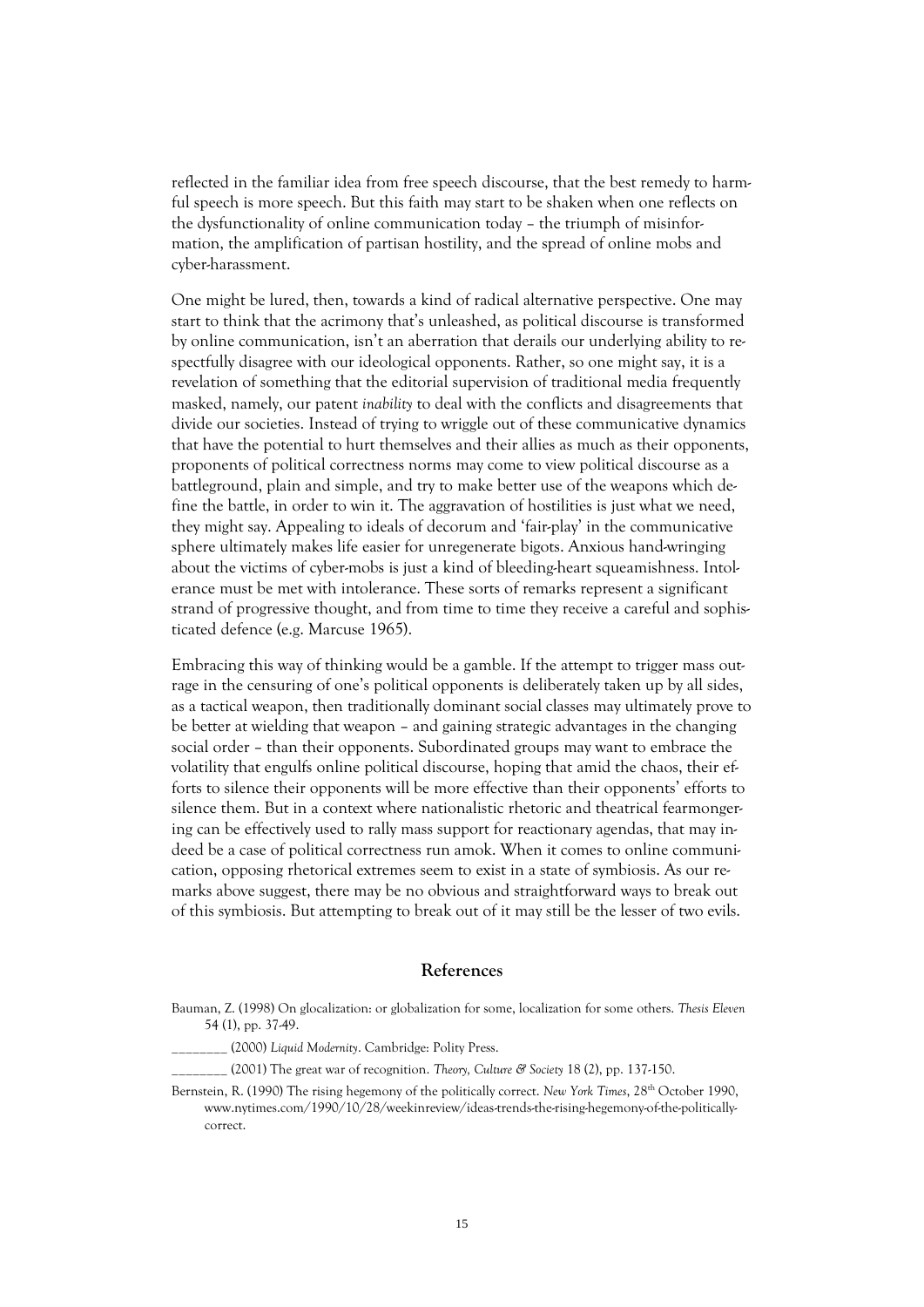reflected in the familiar idea from free speech discourse, that the best remedy to harmful speech is more speech. But this faith may start to be shaken when one reflects on the dysfunctionality of online communication today – the triumph of misinformation, the amplification of partisan hostility, and the spread of online mobs and cyber-harassment.

One might be lured, then, towards a kind of radical alternative perspective. One may start to think that the acrimony that's unleashed, as political discourse is transformed by online communication, isn't an aberration that derails our underlying ability to respectfully disagree with our ideological opponents. Rather, so one might say, it is a revelation of something that the editorial supervision of traditional media frequently masked, namely, our patent *inability* to deal with the conflicts and disagreements that divide our societies. Instead of trying to wriggle out of these communicative dynamics that have the potential to hurt themselves and their allies as much as their opponents, proponents of political correctness norms may come to view political discourse as a battleground, plain and simple, and try to make better use of the weapons which define the battle, in order to win it. The aggravation of hostilities is just what we need, they might say. Appealing to ideals of decorum and 'fair-play' in the communicative sphere ultimately makes life easier for unregenerate bigots. Anxious hand-wringing about the victims of cyber-mobs is just a kind of bleeding-heart squeamishness. Intolerance must be met with intolerance. These sorts of remarks represent a significant strand of progressive thought, and from time to time they receive a careful and sophisticated defence (e.g. Marcuse 1965).

Embracing this way of thinking would be a gamble. If the attempt to trigger mass outrage in the censuring of one's political opponents is deliberately taken up by all sides, as a tactical weapon, then traditionally dominant social classes may ultimately prove to be better at wielding that weapon – and gaining strategic advantages in the changing social order – than their opponents. Subordinated groups may want to embrace the volatility that engulfs online political discourse, hoping that amid the chaos, their efforts to silence their opponents will be more effective than their opponents' efforts to silence them. But in a context where nationalistic rhetoric and theatrical fearmongering can be effectively used to rally mass support for reactionary agendas, that may indeed be a case of political correctness run amok. When it comes to online communication, opposing rhetorical extremes seem to exist in a state of symbiosis. As our remarks above suggest, there may be no obvious and straightforward ways to break out of this symbiosis. But attempting to break out of it may still be the lesser of two evils.

## References

Bauman, Z. (1998) On glocalization: or globalization for some, localization for some others. *Thesis Eleven* 54 (1), pp. 37-49.

________ (2000) *Liquid Modernity*. Cambridge: Polity Press.

________ (2001) The great war of recognition. *Theory, Culture & Society* 18 (2), pp. 137-150.

Bernstein, R. (1990) The rising hegemony of the politically correct. *New York Times*, 28th October 1990, www.nytimes.com/1990/10/28/weekinreview/ideas-trends-the-rising-hegemony-of-the-politically-correct.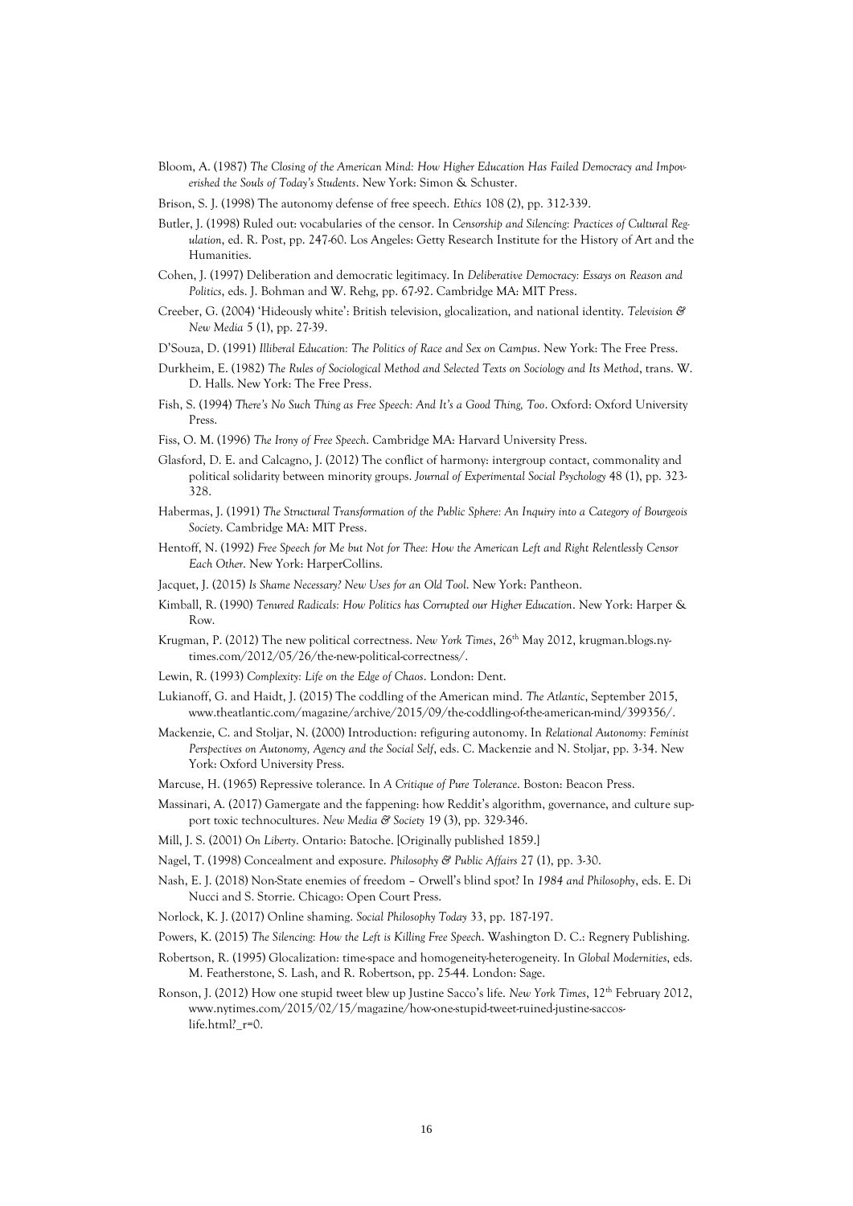Bloom, A. (1987) *The Closing of the American Mind: How Higher Education Has Failed Democracy and Impoverished the Souls of Today's Students*. New York: Simon & Schuster.

Brison, S. J. (1998) The autonomy defense of free speech. *Ethics* 108 (2), pp. 312-339.

Butler, J. (1998) Ruled out: vocabularies of the censor. In *Censorship and Silencing: Practices of Cultural Regulation*, ed. R. Post, pp. 247-60. Los Angeles: Getty Research Institute for the History of Art and the Humanities.

Cohen, J. (1997) Deliberation and democratic legitimacy. In *Deliberative Democracy: Essays on Reason and Politics*, eds. J. Bohman and W. Rehg, pp. 67-92. Cambridge MA: MIT Press.

Creeber, G. (2004) 'Hideously white': British television, glocalization, and national identity. *Television & New Media* 5 (1), pp. 27-39.

D'Souza, D. (1991) *Illiberal Education: The Politics of Race and Sex on Campus*. New York: The Free Press.

Durkheim, E. (1982) *The Rules of Sociological Method and Selected Texts on Sociology and Its Method*, trans. W. D. Halls. New York: The Free Press.

Fish, S. (1994) *There's No Such Thing as Free Speech: And It's a Good Thing, Too*. Oxford: Oxford University Press.

Fiss, O. M. (1996) *The Irony of Free Speech*. Cambridge MA: Harvard University Press.

Glasford, D. E. and Calcagno, J. (2012) The conflict of harmony: intergroup contact, commonality and political solidarity between minority groups. *Journal of Experimental Social Psychology* 48 (1), pp. 323-328.

Habermas, J. (1991) *The Structural Transformation of the Public Sphere: An Inquiry into a Category of Bourgeois Society*. Cambridge MA: MIT Press.

Hentoff, N. (1992) *Free Speech for Me but Not for Thee: How the American Left and Right Relentlessly Censor Each Other*. New York: HarperCollins.

Jacquet, J. (2015) *Is Shame Necessary? New Uses for an Old Tool*. New York: Pantheon.

Kimball, R. (1990) *Tenured Radicals: How Politics has Corrupted our Higher Education*. New York: Harper & Row.

Krugman, P. (2012) The new political correctness. *New York Times*, 26th May 2012, krugman.blogs.nytimes.com/2012/05/26/the-new-political-correctness/.

Lewin, R. (1993) *Complexity: Life on the Edge of Chaos*. London: Dent.

Lukianoff, G. and Haidt, J. (2015) The coddling of the American mind. *The Atlantic*, September 2015, www.theatlantic.com/magazine/archive/2015/09/the-coddling-of-the-american-mind/399356/.

Mackenzie, C. and Stoljar, N. (2000) Introduction: refiguring autonomy. In *Relational Autonomy: Feminist Perspectives on Autonomy, Agency and the Social Self*, eds. C. Mackenzie and N. Stoljar, pp. 3-34. New York: Oxford University Press.

Marcuse, H. (1965) Repressive tolerance. In *A Critique of Pure Tolerance*. Boston: Beacon Press.

Massinari, A. (2017) Gamergate and the fappening: how Reddit's algorithm, governance, and culture support toxic technocultures. *New Media & Society* 19 (3), pp. 329-346.

Mill, J. S. (2001) *On Liberty*. Ontario: Batoche. [Originally published 1859.]

Nagel, T. (1998) Concealment and exposure. *Philosophy & Public Affairs* 27 (1), pp. 3-30.

Nash, E. J. (2018) Non-State enemies of freedom – Orwell's blind spot? In *1984 and Philosophy*, eds. E. Di Nucci and S. Storrie. Chicago: Open Court Press.

Norlock, K. J. (2017) Online shaming. *Social Philosophy Today* 33, pp. 187-197.

Powers, K. (2015) *The Silencing: How the Left is Killing Free Speech*. Washington D. C.: Regnery Publishing.

Robertson, R. (1995) Glocalization: time-space and homogeneity-heterogeneity. In *Global Modernities*, eds. M. Featherstone, S. Lash, and R. Robertson, pp. 25-44. London: Sage.

Ronson, J. (2012) How one stupid tweet blew up Justine Sacco's life. *New York Times*, 12th February 2012, www.nytimes.com/2015/02/15/magazine/how-one-stupid-tweet-ruined-justine-saccos-life.html?_r=0.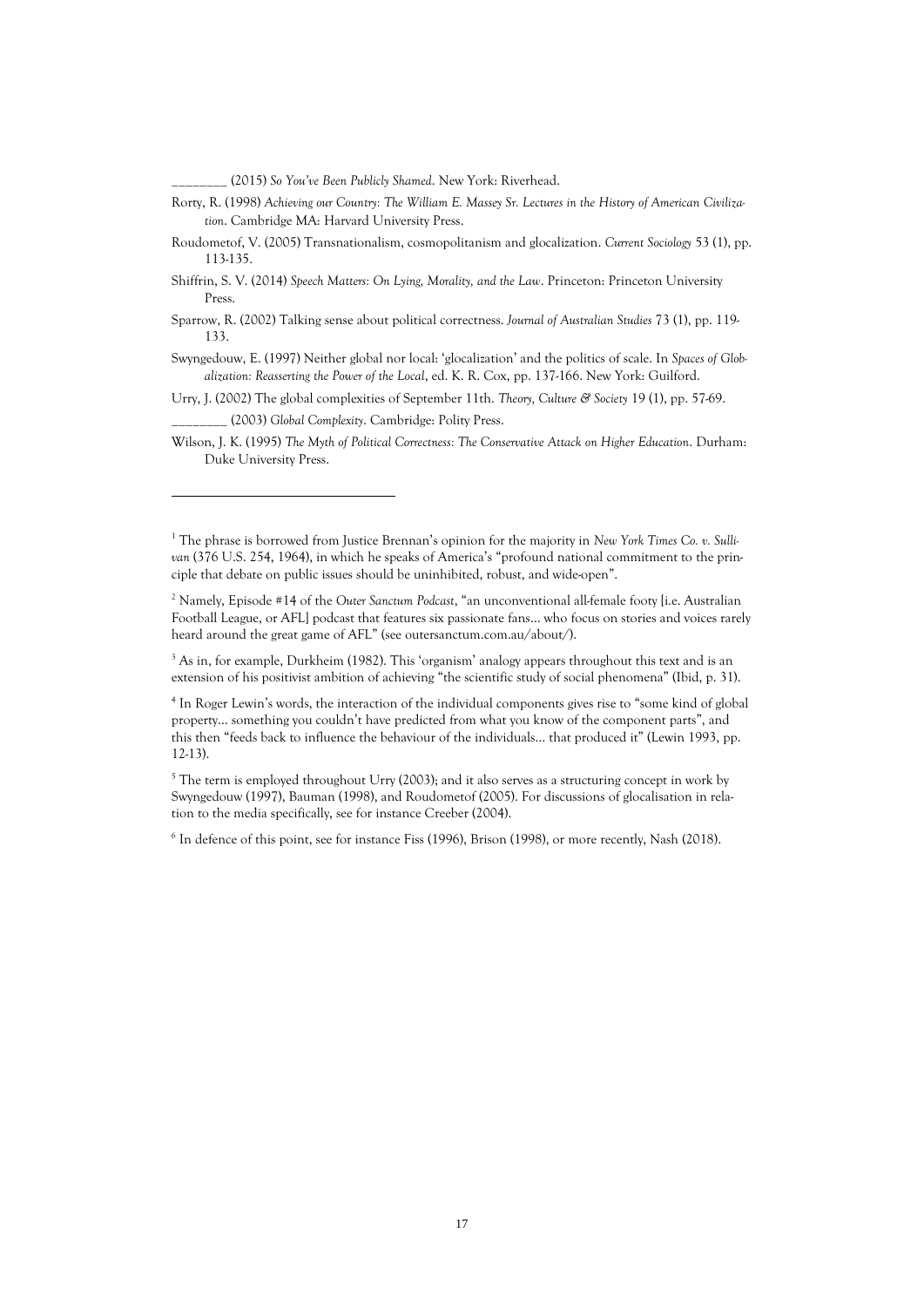________ (2015) *So You've Been Publicly Shamed*. New York: Riverhead.

Rorty, R. (1998) *Achieving our Country: The William E. Massey Sr. Lectures in the History of American Civilization*. Cambridge MA: Harvard University Press.

Roudometof, V. (2005) Transnationalism, cosmopolitanism and glocalization. *Current Sociology* 53 (1), pp. 113-135.

Shiffrin, S. V. (2014) *Speech Matters: On Lying, Morality, and the Law*. Princeton: Princeton University Press.

Sparrow, R. (2002) Talking sense about political correctness. *Journal of Australian Studies* 73 (1), pp. 119-133.

Swyngedouw, E. (1997) Neither global nor local: 'glocalization' and the politics of scale. In *Spaces of Globalization: Reasserting the Power of the Local*, ed. K. R. Cox, pp. 137-166. New York: Guilford.

Urry, J. (2002) The global complexities of September 11th. *Theory, Culture & Society* 19 (1), pp. 57-69.

________ (2003) *Global Complexity*. Cambridge: Polity Press.

Wilson, J. K. (1995) *The Myth of Political Correctness: The Conservative Attack on Higher Education*. Durham: Duke University Press.

---

[1] The phrase is borrowed from Justice Brennan's opinion for the majority in *New York Times Co. v. Sullivan* (376 U.S. 254, 1964), in which he speaks of America's "profound national commitment to the principle that debate on public issues should be uninhibited, robust, and wide-open".

[2] Namely, Episode #14 of the *Outer Sanctum Podcast*, "an unconventional all-female footy [i.e. Australian Football League, or AFL] podcast that features six passionate fans… who focus on stories and voices rarely heard around the great game of AFL" (see outersanctum.com.au/about/).

[3] As in, for example, Durkheim (1982). This 'organism' analogy appears throughout this text and is an extension of his positivist ambition of achieving "the scientific study of social phenomena" (Ibid, p. 31).

[4] In Roger Lewin's words, the interaction of the individual components gives rise to "some kind of global property… something you couldn't have predicted from what you know of the component parts", and this then "feeds back to influence the behaviour of the individuals… that produced it" (Lewin 1993, pp. 12-13).

[5] The term is employed throughout Urry (2003); and it also serves as a structuring concept in work by Swyngedouw (1997), Bauman (1998), and Roudometof (2005). For discussions of glocalisation in relation to the media specifically, see for instance Creeber (2004).

[6] In defence of this point, see for instance Fiss (1996), Brison (1998), or more recently, Nash (2018).